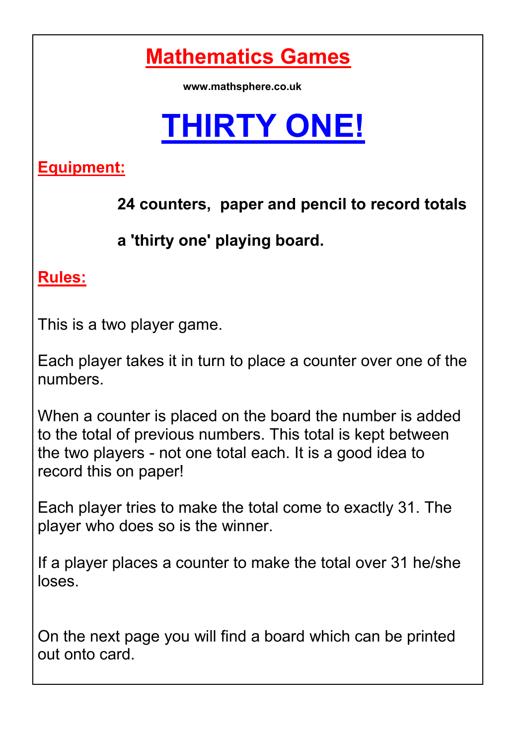# Mathematics Games

www.mathsphere.co.uk

# THIRTY ONE!

## Equipment:

**24 counters, paper and pencil to record totals**

**a 'thirty one' playing board.**

## Rules:

This is a two player game.

Each player takes it in turn to place a counter over one of the numbers.

When a counter is placed on the board the number is added to the total of previous numbers. This total is kept between the two players - not one total each. It is a good idea to record this on paper!

Each player tries to make the total come to exactly 31. The player who does so is the winner.

If a player places a counter to make the total over 31 he/she loses.

On the next page you will find a board which can be printed out onto card.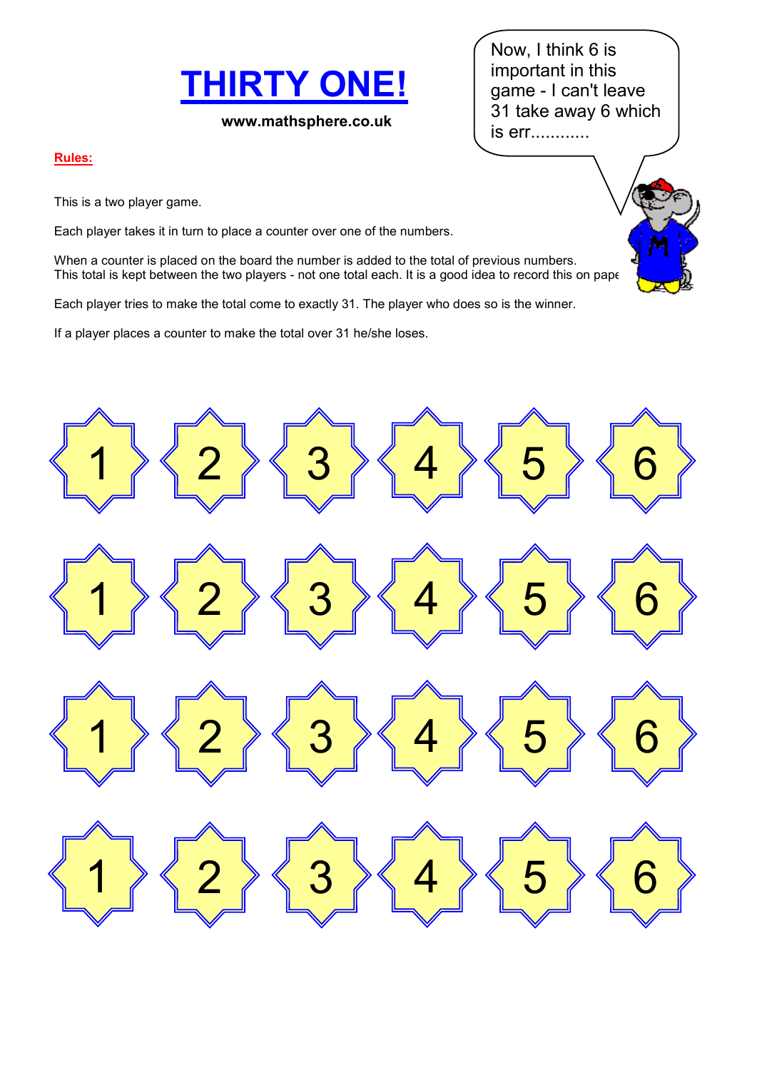# THIRTY ONE!

**www.mathsphere.co.uk**

Now, I think 6 is important in this game - I can't leave 31 take away 6 which is err............

**Rules:**

This is a two player game.

Each player takes it in turn to place a counter over one of the numbers.

When a counter is placed on the board the number is added to the total of previous numbers.
This total is kept between the two players - not one total each. It is a good idea to record this on pape

Each player tries to make the total come to exactly 31. The player who does so is the winner.

If a player places a counter to make the total over 31 he/she loses.

| | | | | | |
|---|---|---|---|---|---|
| 1 | 2 | 3 | 4 | 5 | 6 |
| 1 | 2 | 3 | 4 | 5 | 6 |
| 1 | 2 | 3 | 4 | 5 | 6 |
| 1 | 2 | 3 | 4 | 5 | 6 |